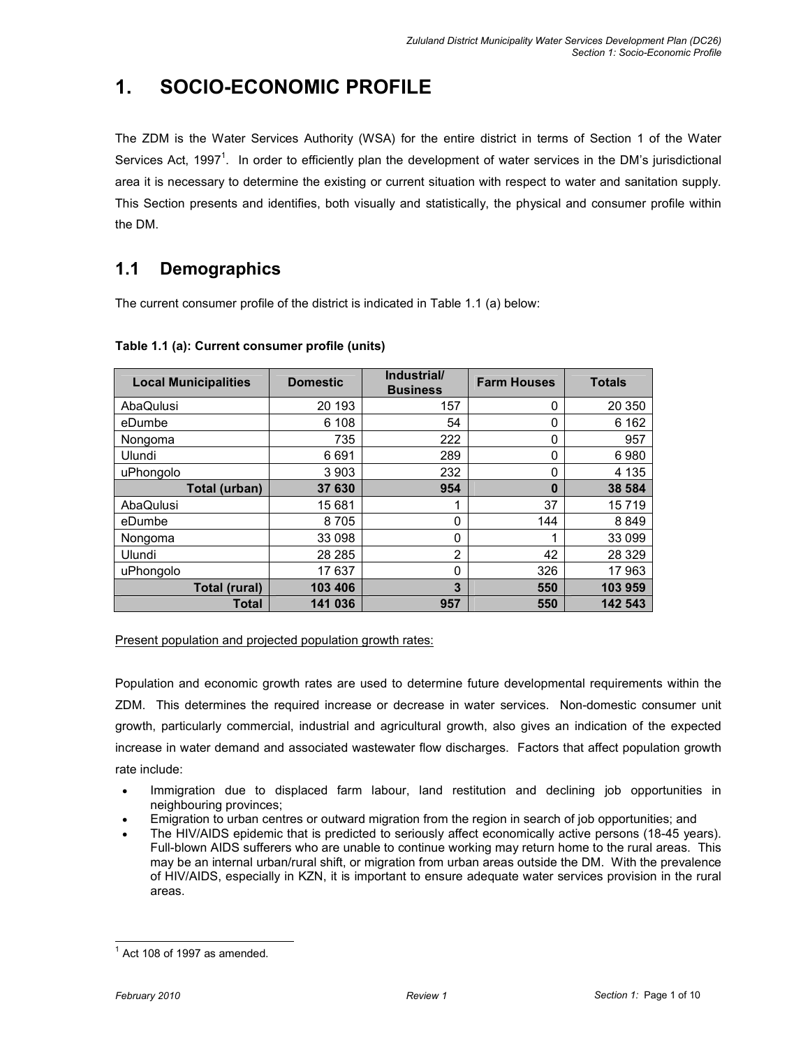# 1. SOCIO-ECONOMIC PROFILE

The ZDM is the Water Services Authority (WSA) for the entire district in terms of Section 1 of the Water Services Act, 1997[1]. In order to efficiently plan the development of water services in the DM's jurisdictional area it is necessary to determine the existing or current situation with respect to water and sanitation supply. This Section presents and identifies, both visually and statistically, the physical and consumer profile within the DM.

## 1.1 Demographics

The current consumer profile of the district is indicated in Table 1.1 (a) below:

**Table 1.1 (a): Current consumer profile (units)**

| Local Municipalities | Domestic | Industrial/ Business | Farm Houses | Totals |
|---|---|---|---|---|
| AbaQulusi | 20 193 | 157 | 0 | 20 350 |
| eDumbe | 6 108 | 54 | 0 | 6 162 |
| Nongoma | 735 | 222 | 0 | 957 |
| Ulundi | 6 691 | 289 | 0 | 6 980 |
| uPhongolo | 3 903 | 232 | 0 | 4 135 |
| **Total (urban)** | **37 630** | **954** | **0** | **38 584** |
| AbaQulusi | 15 681 | 1 | 37 | 15 719 |
| eDumbe | 8 705 | 0 | 144 | 8 849 |
| Nongoma | 33 098 | 0 | 1 | 33 099 |
| Ulundi | 28 285 | 2 | 42 | 28 329 |
| uPhongolo | 17 637 | 0 | 326 | 17 963 |
| **Total (rural)** | **103 406** | **3** | **550** | **103 959** |
| **Total** | **141 036** | **957** | **550** | **142 543** |

Present population and projected population growth rates:

Population and economic growth rates are used to determine future developmental requirements within the ZDM. This determines the required increase or decrease in water services. Non-domestic consumer unit growth, particularly commercial, industrial and agricultural growth, also gives an indication of the expected increase in water demand and associated wastewater flow discharges. Factors that affect population growth rate include:

- Immigration due to displaced farm labour, land restitution and declining job opportunities in neighbouring provinces;
- Emigration to urban centres or outward migration from the region in search of job opportunities; and
- The HIV/AIDS epidemic that is predicted to seriously affect economically active persons (18-45 years). Full-blown AIDS sufferers who are unable to continue working may return home to the rural areas. This may be an internal urban/rural shift, or migration from urban areas outside the DM. With the prevalence of HIV/AIDS, especially in KZN, it is important to ensure adequate water services provision in the rural areas.

[1] Act 108 of 1997 as amended.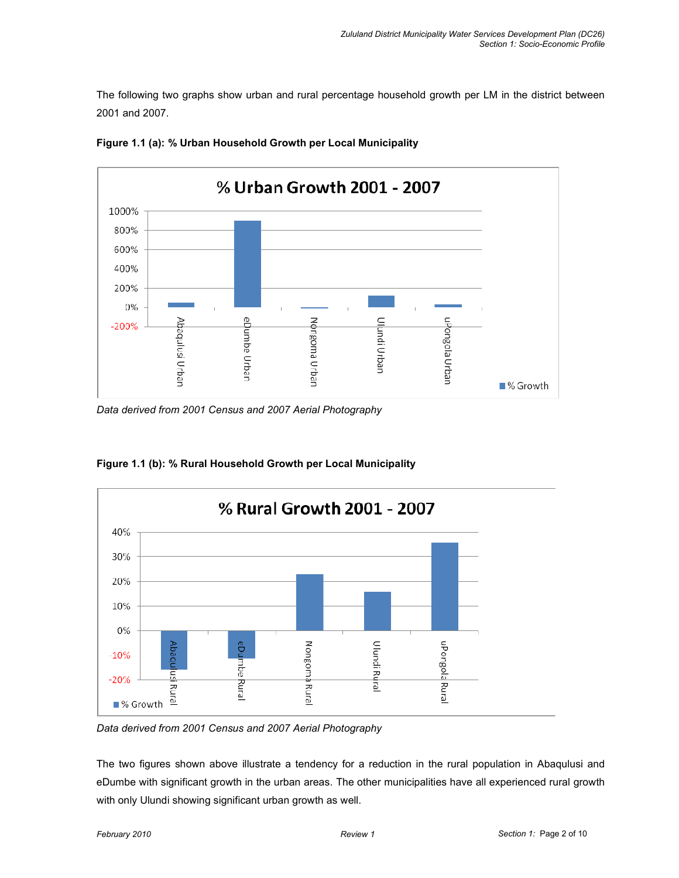The following two graphs show urban and rural percentage household growth per LM in the district between 2001 and 2007.

**Figure 1.1 (a): % Urban Household Growth per Local Municipality**

% Urban Growth 2001 - 2007

*Data derived from 2001 Census and 2007 Aerial Photography*

**Figure 1.1 (b): % Rural Household Growth per Local Municipality**

% Rural Growth 2001 - 2007

*Data derived from 2001 Census and 2007 Aerial Photography*

The two figures shown above illustrate a tendency for a reduction in the rural population in Abaqulusi and eDumbe with significant growth in the urban areas. The other municipalities have all experienced rural growth with only Ulundi showing significant urban growth as well.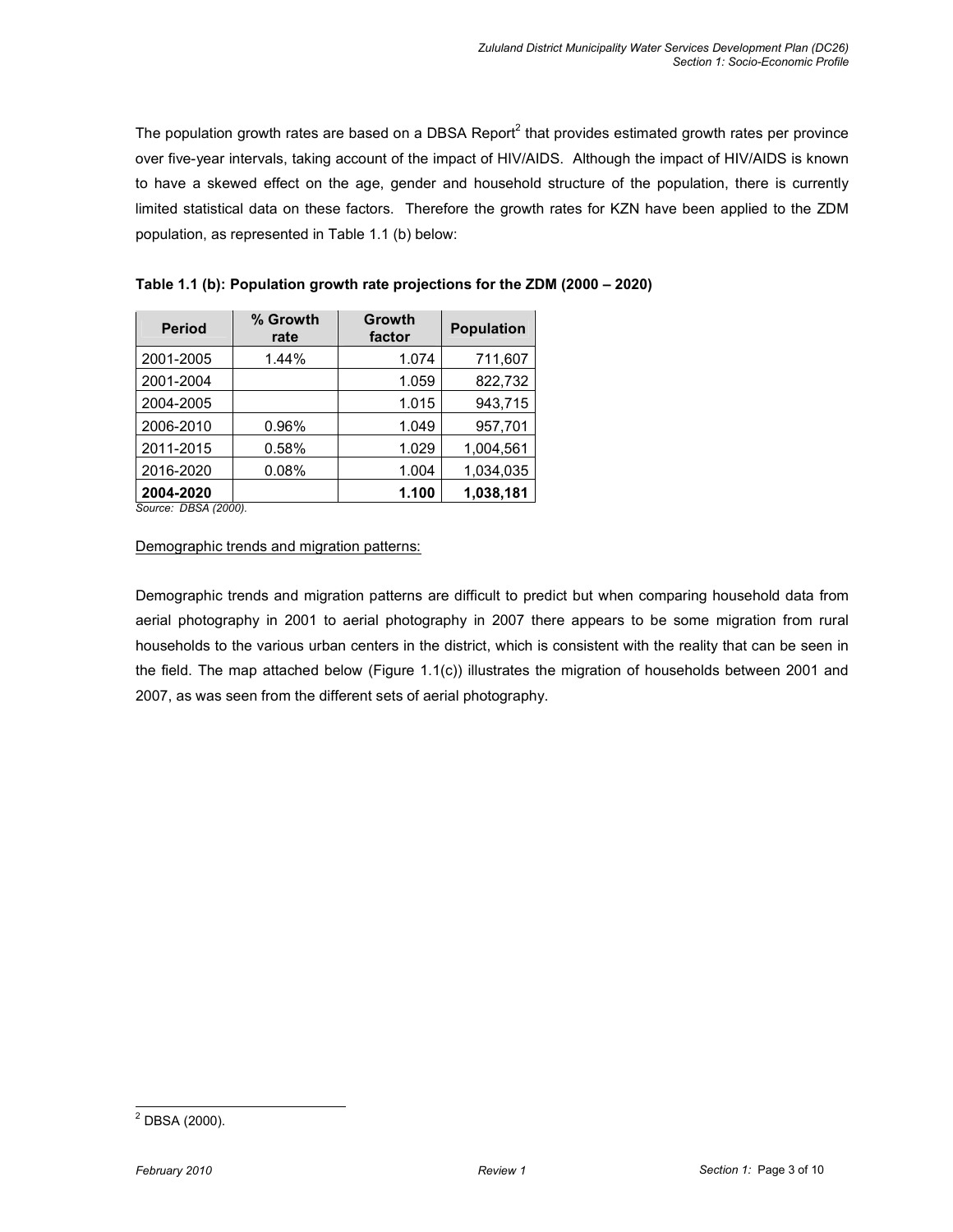The population growth rates are based on a DBSA Report[2] that provides estimated growth rates per province over five-year intervals, taking account of the impact of HIV/AIDS. Although the impact of HIV/AIDS is known to have a skewed effect on the age, gender and household structure of the population, there is currently limited statistical data on these factors. Therefore the growth rates for KZN have been applied to the ZDM population, as represented in Table 1.1 (b) below:

**Table 1.1 (b): Population growth rate projections for the ZDM (2000 – 2020)**

| Period | % Growth rate | Growth factor | Population |
|---|---|---|---|
| 2001-2005 | 1.44% | 1.074 | 711,607 |
| 2001-2004 | | 1.059 | 822,732 |
| 2004-2005 | | 1.015 | 943,715 |
| 2006-2010 | 0.96% | 1.049 | 957,701 |
| 2011-2015 | 0.58% | 1.029 | 1,004,561 |
| 2016-2020 | 0.08% | 1.004 | 1,034,035 |
| **2004-2020** | | **1.100** | **1,038,181** |

*Source: DBSA (2000).*

Demographic trends and migration patterns:

Demographic trends and migration patterns are difficult to predict but when comparing household data from aerial photography in 2001 to aerial photography in 2007 there appears to be some migration from rural households to the various urban centers in the district, which is consistent with the reality that can be seen in the field. The map attached below (Figure 1.1(c)) illustrates the migration of households between 2001 and 2007, as was seen from the different sets of aerial photography.

[2] DBSA (2000).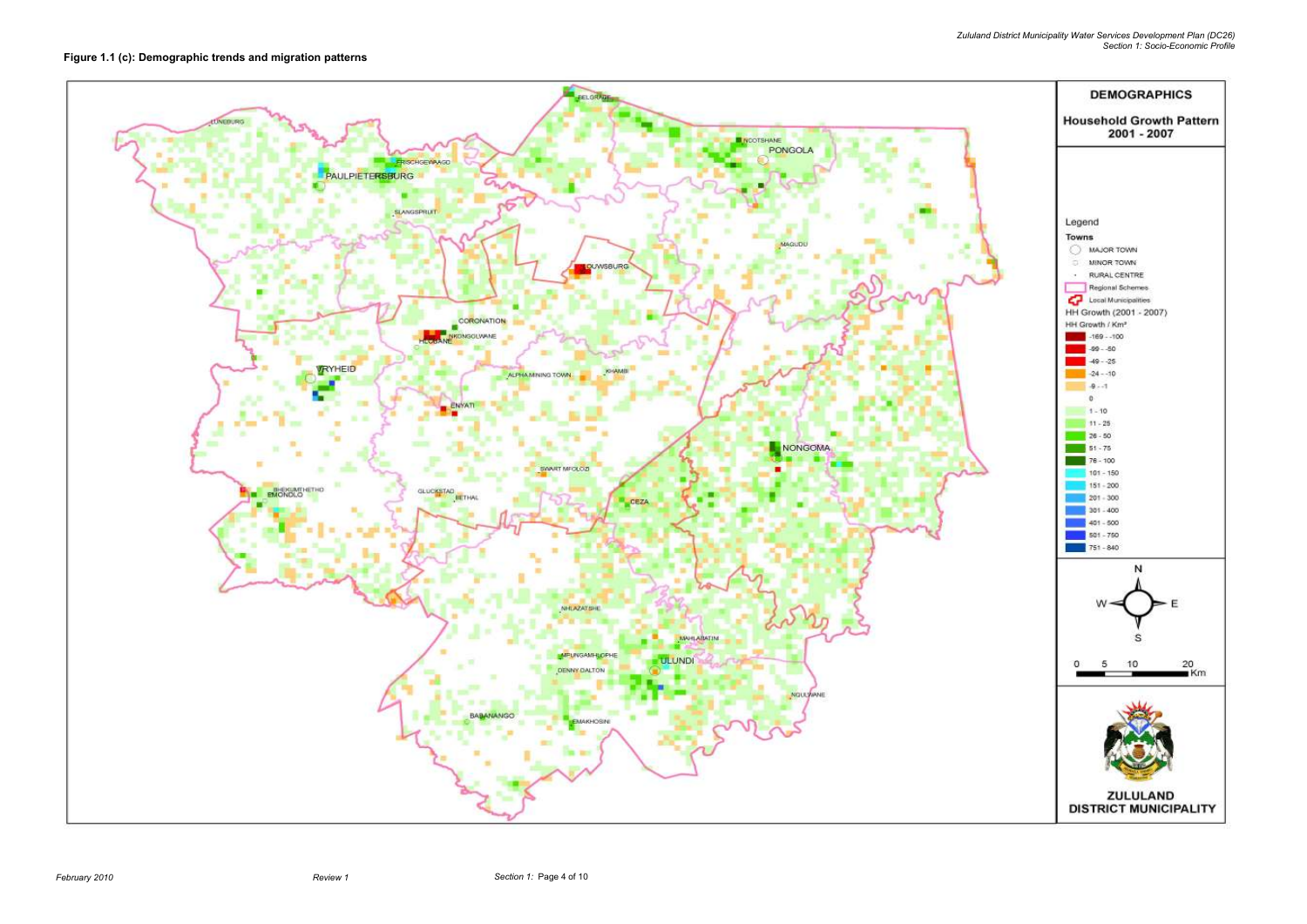**Figure 1.1 (c): Demographic trends and migration patterns**

**DEMOGRAPHICS**

**Household Growth Pattern 2001 - 2007**

Legend

**Towns**

- MAJOR TOWN
- MINOR TOWN
- RURAL CENTRE
- Regional Schemes
- Local Municipalities

HH Growth (2001 - 2007)

HH Growth / Km²

- -169 - -100
- -99 - -50
- -49 - -25
- -24 - -10
- -9 - -1
- 0
- 1 - 10
- 11 - 25
- 26 - 50
- 51 - 75
- 76 - 100
- 101 - 150
- 151 - 200
- 201 - 300
- 301 - 400
- 401 - 500
- 501 - 750
- 751 - 840

0 5 10 20 Km

**ZULULAND DISTRICT MUNICIPALITY**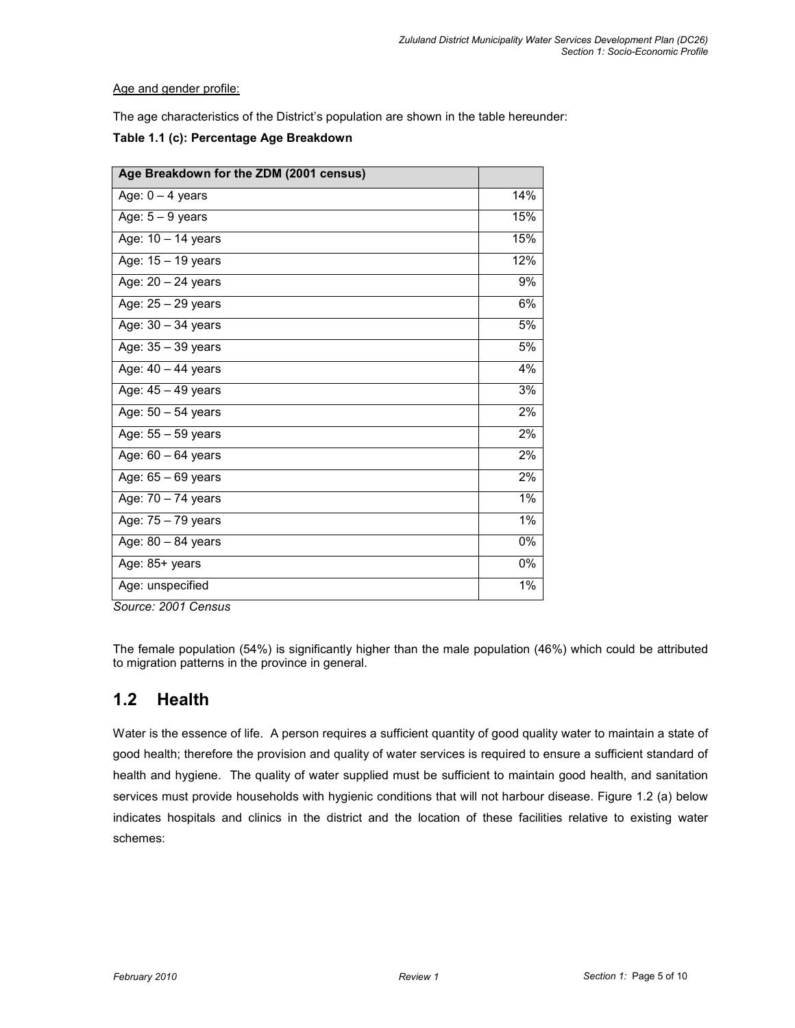Age and gender profile:

The age characteristics of the District's population are shown in the table hereunder:

**Table 1.1 (c): Percentage Age Breakdown**

| Age Breakdown for the ZDM (2001 census) | |
|---|---|
| Age: 0 – 4 years | 14% |
| Age: 5 – 9 years | 15% |
| Age: 10 – 14 years | 15% |
| Age: 15 – 19 years | 12% |
| Age: 20 – 24 years | 9% |
| Age: 25 – 29 years | 6% |
| Age: 30 – 34 years | 5% |
| Age: 35 – 39 years | 5% |
| Age: 40 – 44 years | 4% |
| Age: 45 – 49 years | 3% |
| Age: 50 – 54 years | 2% |
| Age: 55 – 59 years | 2% |
| Age: 60 – 64 years | 2% |
| Age: 65 – 69 years | 2% |
| Age: 70 – 74 years | 1% |
| Age: 75 – 79 years | 1% |
| Age: 80 – 84 years | 0% |
| Age: 85+ years | 0% |
| Age: unspecified | 1% |

*Source: 2001 Census*

The female population (54%) is significantly higher than the male population (46%) which could be attributed to migration patterns in the province in general.

## 1.2 Health

Water is the essence of life. A person requires a sufficient quantity of good quality water to maintain a state of good health; therefore the provision and quality of water services is required to ensure a sufficient standard of health and hygiene. The quality of water supplied must be sufficient to maintain good health, and sanitation services must provide households with hygienic conditions that will not harbour disease. Figure 1.2 (a) below indicates hospitals and clinics in the district and the location of these facilities relative to existing water schemes: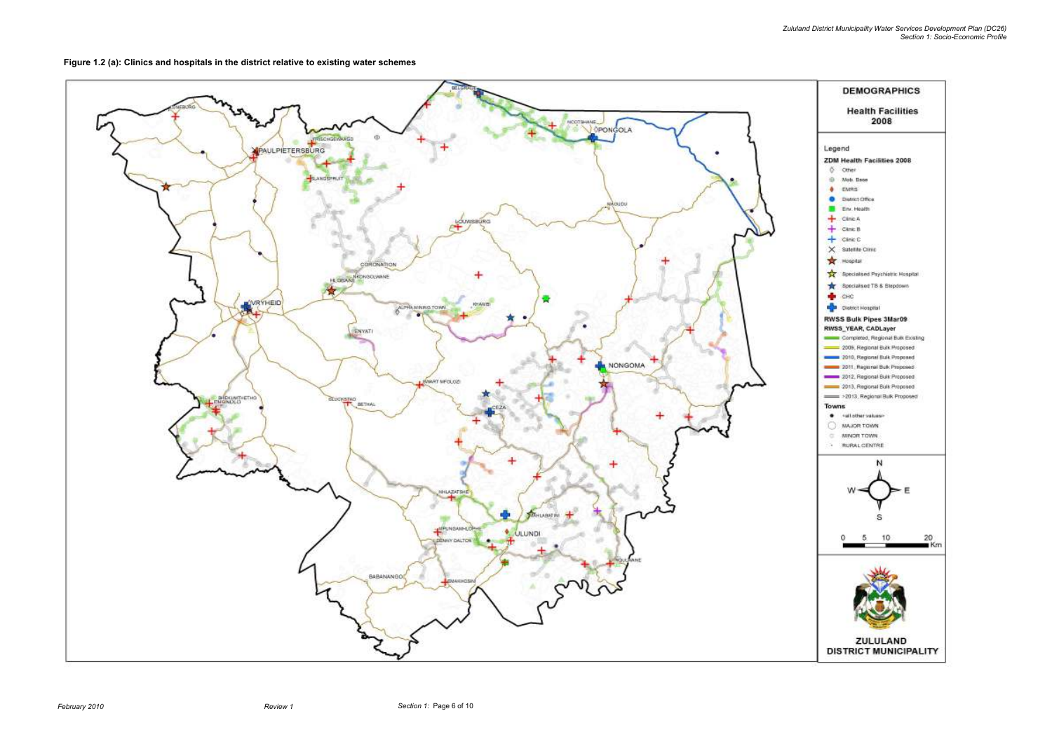**Figure 1.2 (a): Clinics and hospitals in the district relative to existing water schemes**

DEMOGRAPHICS

Health Facilities 2008

Legend

ZDM Health Facilities 2008

- Other
- Mob. Base
- EMRS
- District Office
- Env. Health
- Clinic A
- Clinic B
- Clinic C
- Satellite Clinic
- Hospital
- Specialised Psychiatric Hospital
- Specialised TB & Stepdown
- CHC
- District Hospital

RWSS Bulk Pipes 3Mar09

RWSS_YEAR, CADLayer

- Completed, Regional Bulk Existing
- 2009, Regional Bulk Proposed
- 2010, Regional Bulk Proposed
- 2011, Regional Bulk Proposed
- 2012, Regional Bulk Proposed
- 2013, Regional Bulk Proposed
- >2013, Regional Bulk Proposed

Towns

- <all other values>
- MAJOR TOWN
- MINOR TOWN
- RURAL CENTRE

0 5 10 20 Km

ZULULAND DISTRICT MUNICIPALITY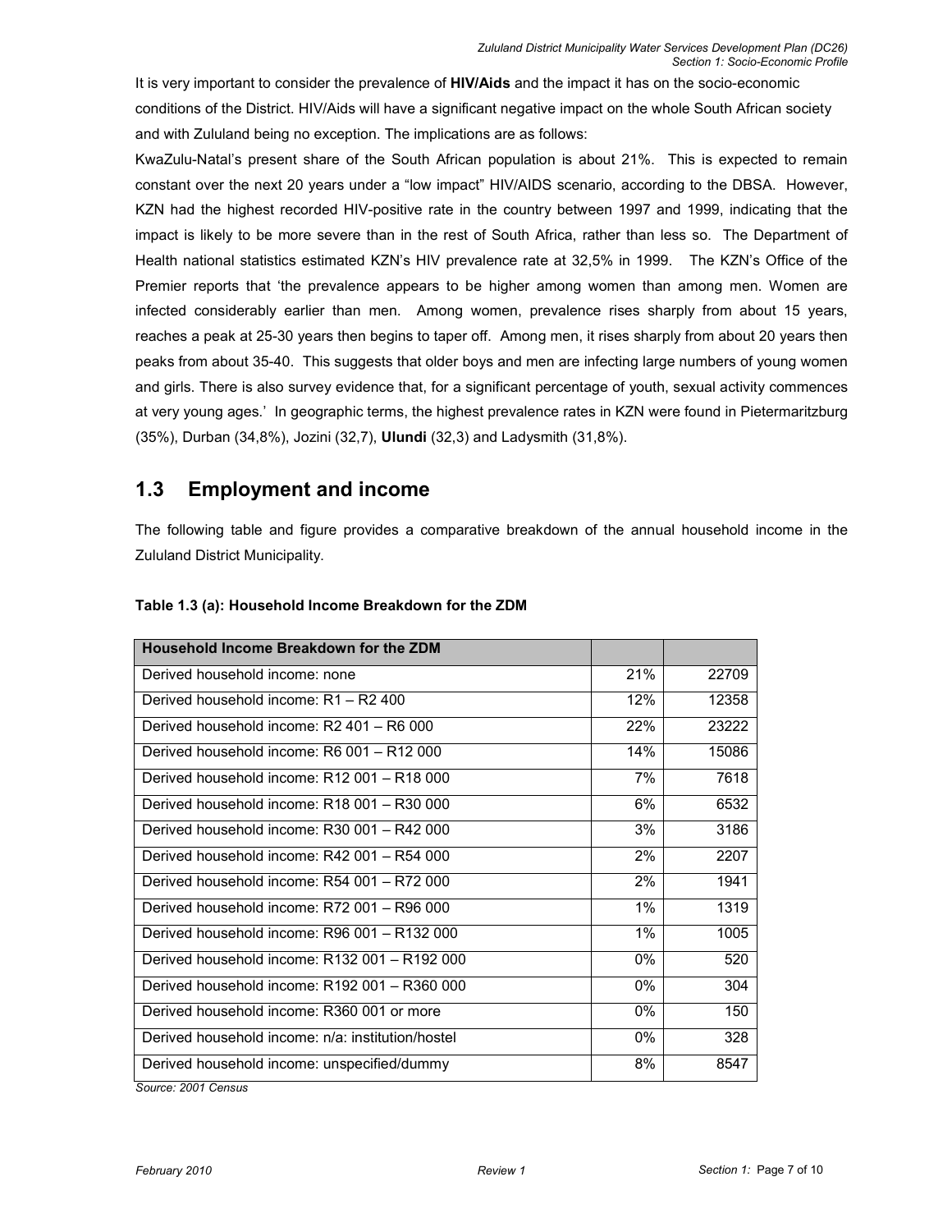It is very important to consider the prevalence of **HIV/Aids** and the impact it has on the socio-economic conditions of the District. HIV/Aids will have a significant negative impact on the whole South African society and with Zululand being no exception. The implications are as follows:

KwaZulu-Natal's present share of the South African population is about 21%. This is expected to remain constant over the next 20 years under a "low impact" HIV/AIDS scenario, according to the DBSA. However, KZN had the highest recorded HIV-positive rate in the country between 1997 and 1999, indicating that the impact is likely to be more severe than in the rest of South Africa, rather than less so. The Department of Health national statistics estimated KZN's HIV prevalence rate at 32,5% in 1999. The KZN's Office of the Premier reports that 'the prevalence appears to be higher among women than among men. Women are infected considerably earlier than men. Among women, prevalence rises sharply from about 15 years, reaches a peak at 25-30 years then begins to taper off. Among men, it rises sharply from about 20 years then peaks from about 35-40. This suggests that older boys and men are infecting large numbers of young women and girls. There is also survey evidence that, for a significant percentage of youth, sexual activity commences at very young ages.' In geographic terms, the highest prevalence rates in KZN were found in Pietermaritzburg (35%), Durban (34,8%), Jozini (32,7), **Ulundi** (32,3) and Ladysmith (31,8%).

## 1.3 Employment and income

The following table and figure provides a comparative breakdown of the annual household income in the Zululand District Municipality.

**Table 1.3 (a): Household Income Breakdown for the ZDM**

| Household Income Breakdown for the ZDM | | |
|---|---|---|
| Derived household income: none | 21% | 22709 |
| Derived household income: R1 – R2 400 | 12% | 12358 |
| Derived household income: R2 401 – R6 000 | 22% | 23222 |
| Derived household income: R6 001 – R12 000 | 14% | 15086 |
| Derived household income: R12 001 – R18 000 | 7% | 7618 |
| Derived household income: R18 001 – R30 000 | 6% | 6532 |
| Derived household income: R30 001 – R42 000 | 3% | 3186 |
| Derived household income: R42 001 – R54 000 | 2% | 2207 |
| Derived household income: R54 001 – R72 000 | 2% | 1941 |
| Derived household income: R72 001 – R96 000 | 1% | 1319 |
| Derived household income: R96 001 – R132 000 | 1% | 1005 |
| Derived household income: R132 001 – R192 000 | 0% | 520 |
| Derived household income: R192 001 – R360 000 | 0% | 304 |
| Derived household income: R360 001 or more | 0% | 150 |
| Derived household income: n/a: institution/hostel | 0% | 328 |
| Derived household income: unspecified/dummy | 8% | 8547 |

*Source: 2001 Census*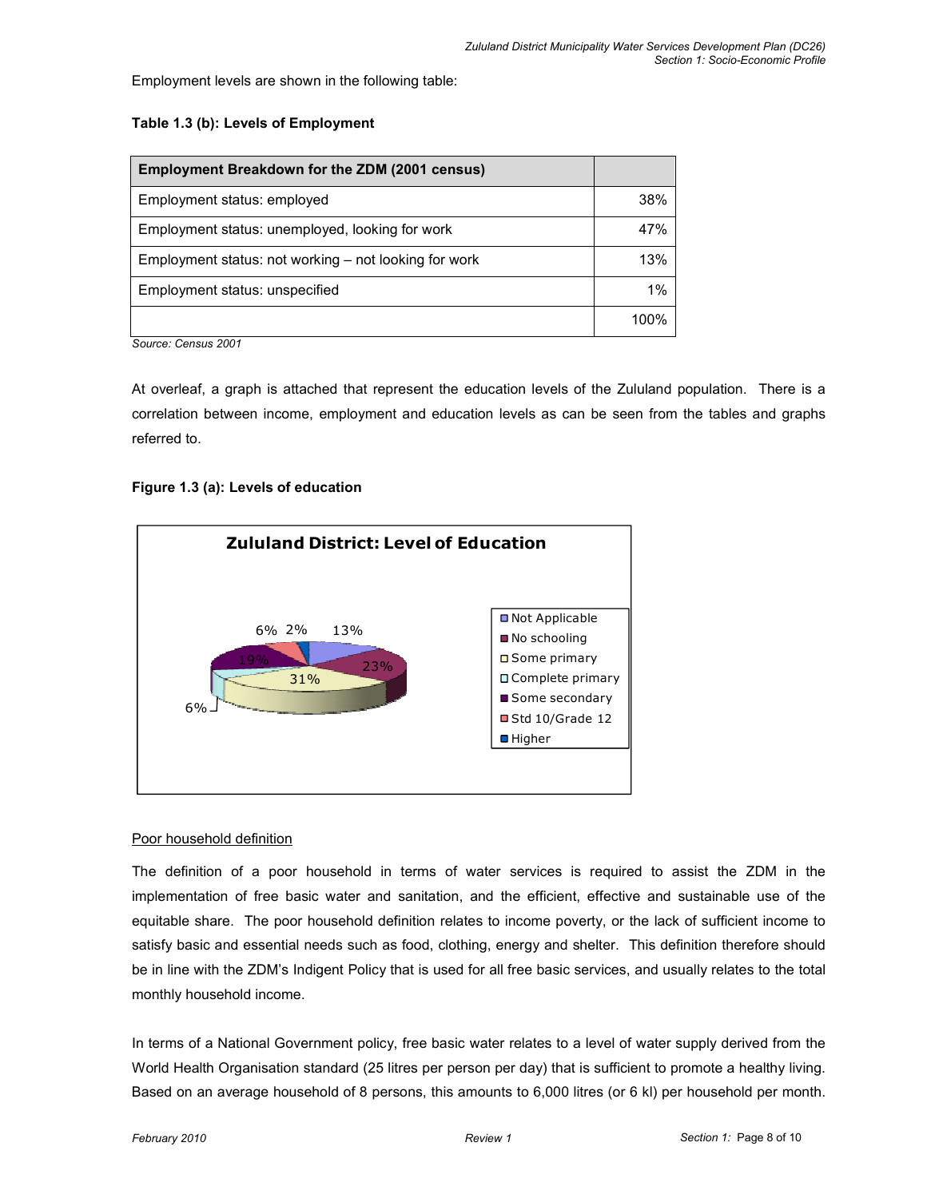Employment levels are shown in the following table:

**Table 1.3 (b): Levels of Employment**

| Employment Breakdown for the ZDM (2001 census) | |
|---|---|
| Employment status: employed | 38% |
| Employment status: unemployed, looking for work | 47% |
| Employment status: not working – not looking for work | 13% |
| Employment status: unspecified | 1% |
| | 100% |

*Source: Census 2001*

At overleaf, a graph is attached that represent the education levels of the Zululand population. There is a correlation between income, employment and education levels as can be seen from the tables and graphs referred to.

**Figure 1.3 (a): Levels of education**

Poor household definition

The definition of a poor household in terms of water services is required to assist the ZDM in the implementation of free basic water and sanitation, and the efficient, effective and sustainable use of the equitable share. The poor household definition relates to income poverty, or the lack of sufficient income to satisfy basic and essential needs such as food, clothing, energy and shelter. This definition therefore should be in line with the ZDM's Indigent Policy that is used for all free basic services, and usually relates to the total monthly household income.

In terms of a National Government policy, free basic water relates to a level of water supply derived from the World Health Organisation standard (25 litres per person per day) that is sufficient to promote a healthy living. Based on an average household of 8 persons, this amounts to 6,000 litres (or 6 kl) per household per month.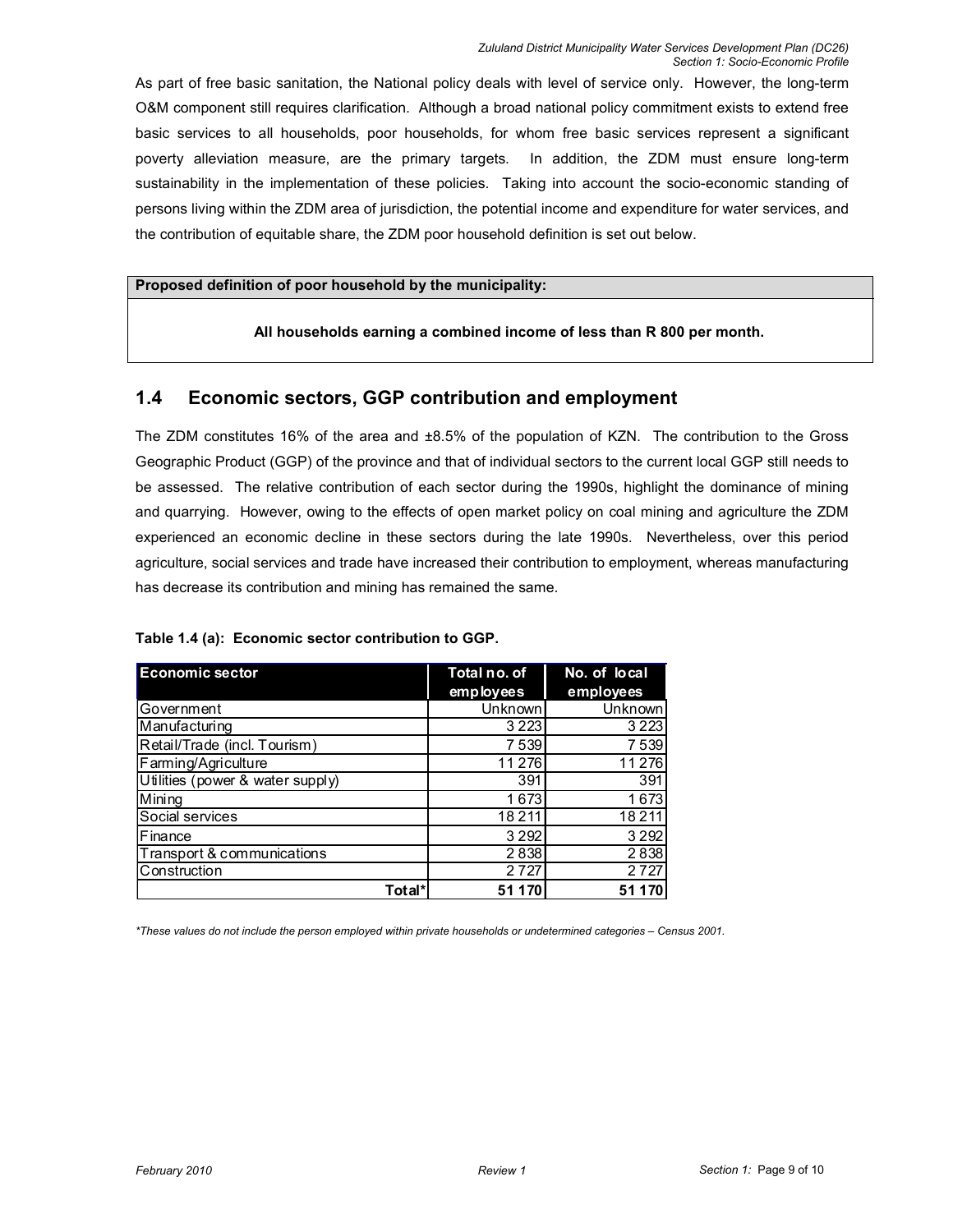As part of free basic sanitation, the National policy deals with level of service only. However, the long-term O&M component still requires clarification. Although a broad national policy commitment exists to extend free basic services to all households, poor households, for whom free basic services represent a significant poverty alleviation measure, are the primary targets. In addition, the ZDM must ensure long-term sustainability in the implementation of these policies. Taking into account the socio-economic standing of persons living within the ZDM area of jurisdiction, the potential income and expenditure for water services, and the contribution of equitable share, the ZDM poor household definition is set out below.

| **Proposed definition of poor household by the municipality:** |
|---|
| **All households earning a combined income of less than R 800 per month.** |

## 1.4 Economic sectors, GGP contribution and employment

The ZDM constitutes 16% of the area and ±8.5% of the population of KZN. The contribution to the Gross Geographic Product (GGP) of the province and that of individual sectors to the current local GGP still needs to be assessed. The relative contribution of each sector during the 1990s, highlight the dominance of mining and quarrying. However, owing to the effects of open market policy on coal mining and agriculture the ZDM experienced an economic decline in these sectors during the late 1990s. Nevertheless, over this period agriculture, social services and trade have increased their contribution to employment, whereas manufacturing has decrease its contribution and mining has remained the same.

**Table 1.4 (a): Economic sector contribution to GGP.**

| Economic sector | Total no. of employees | No. of local employees |
|---|---|---|
| Government | Unknown | Unknown |
| Manufacturing | 3 223 | 3 223 |
| Retail/Trade (incl. Tourism) | 7 539 | 7 539 |
| Farming/Agriculture | 11 276 | 11 276 |
| Utilities (power & water supply) | 391 | 391 |
| Mining | 1 673 | 1 673 |
| Social services | 18 211 | 18 211 |
| Finance | 3 292 | 3 292 |
| Transport & communications | 2 838 | 2 838 |
| Construction | 2 727 | 2 727 |
| **Total*** | **51 170** | **51 170** |

*\*These values do not include the person employed within private households or undetermined categories – Census 2001.*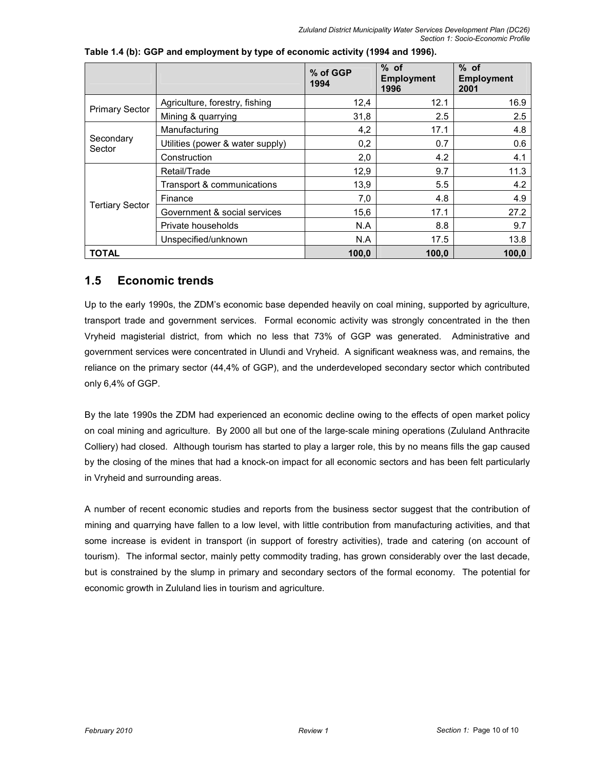**Table 1.4 (b): GGP and employment by type of economic activity (1994 and 1996).**

| | | % of GGP 1994 | % of Employment 1996 | % of Employment 2001 |
|---|---|---|---|---|
| Primary Sector | Agriculture, forestry, fishing | 12,4 | 12.1 | 16.9 |
| | Mining & quarrying | 31,8 | 2.5 | 2.5 |
| Secondary Sector | Manufacturing | 4,2 | 17.1 | 4.8 |
| | Utilities (power & water supply) | 0,2 | 0.7 | 0.6 |
| | Construction | 2,0 | 4.2 | 4.1 |
| Tertiary Sector | Retail/Trade | 12,9 | 9.7 | 11.3 |
| | Transport & communications | 13,9 | 5.5 | 4.2 |
| | Finance | 7,0 | 4.8 | 4.9 |
| | Government & social services | 15,6 | 17.1 | 27.2 |
| | Private households | N.A | 8.8 | 9.7 |
| | Unspecified/unknown | N.A | 17.5 | 13.8 |
| **TOTAL** | | **100,0** | **100,0** | **100,0** |

## 1.5 Economic trends

Up to the early 1990s, the ZDM's economic base depended heavily on coal mining, supported by agriculture, transport trade and government services. Formal economic activity was strongly concentrated in the then Vryheid magisterial district, from which no less that 73% of GGP was generated. Administrative and government services were concentrated in Ulundi and Vryheid. A significant weakness was, and remains, the reliance on the primary sector (44,4% of GGP), and the underdeveloped secondary sector which contributed only 6,4% of GGP.

By the late 1990s the ZDM had experienced an economic decline owing to the effects of open market policy on coal mining and agriculture. By 2000 all but one of the large-scale mining operations (Zululand Anthracite Colliery) had closed. Although tourism has started to play a larger role, this by no means fills the gap caused by the closing of the mines that had a knock-on impact for all economic sectors and has been felt particularly in Vryheid and surrounding areas.

A number of recent economic studies and reports from the business sector suggest that the contribution of mining and quarrying have fallen to a low level, with little contribution from manufacturing activities, and that some increase is evident in transport (in support of forestry activities), trade and catering (on account of tourism). The informal sector, mainly petty commodity trading, has grown considerably over the last decade, but is constrained by the slump in primary and secondary sectors of the formal economy. The potential for economic growth in Zululand lies in tourism and agriculture.